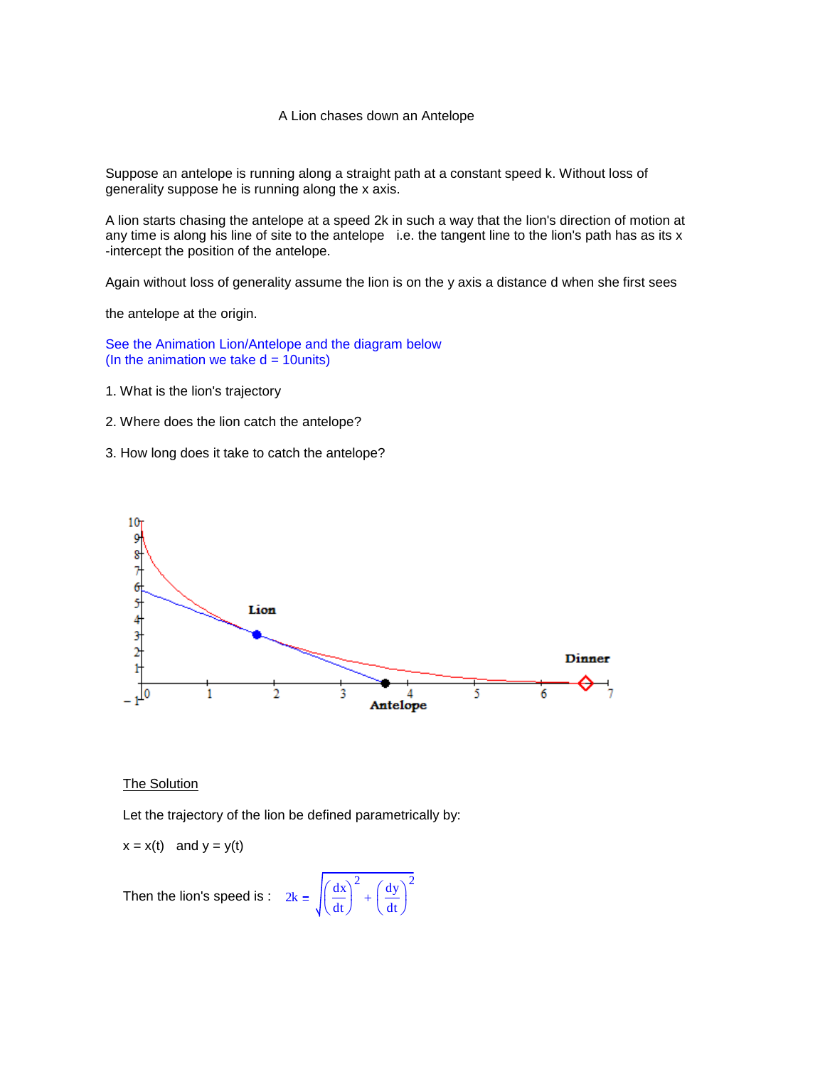A Lion chases down an Antelope

Suppose an antelope is running along a straight path at a constant speed k. Without loss of generality suppose he is running along the x axis.

A lion starts chasing the antelope at a speed 2k in such a way that the lion's direction of motion at any time is along his line of site to the antelope   i.e. the tangent line to the lion's path has as its x -intercept the position of the antelope.

Again without loss of generality assume the lion is on the y axis a distance d when she first sees

the antelope at the origin.

See the Animation Lion/Antelope and the diagram below
(In the animation we take d = 10units)

1. What is the lion's trajectory

2. Where does the lion catch the antelope?

3. How long does it take to catch the antelope?

The Solution

Let the trajectory of the lion be defined parametrically by:

x = x(t)   and y = y(t)

Then the lion's speed is : $2k = \sqrt{\left(\frac{dx}{dt}\right)^2 + \left(\frac{dy}{dt}\right)^2}$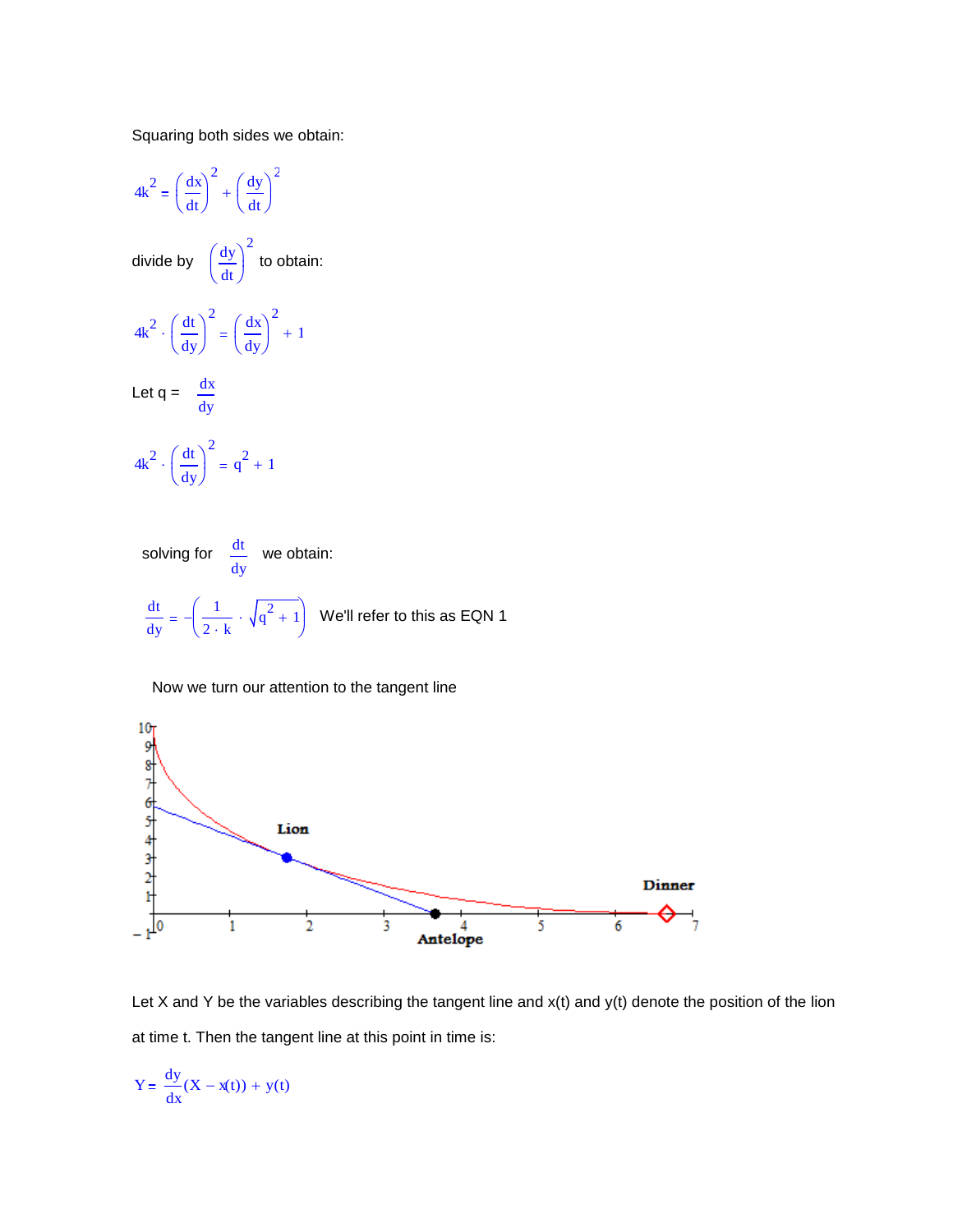Squaring both sides we obtain:

$$4k^2 = \left(\frac{dx}{dt}\right)^2 + \left(\frac{dy}{dt}\right)^2$$

divide by $\left(\frac{dy}{dt}\right)^2$ to obtain:

$$4k^2 \cdot \left(\frac{dt}{dy}\right)^2 = \left(\frac{dx}{dy}\right)^2 + 1$$

Let $q = \frac{dx}{dy}$

$$4k^2 \cdot \left(\frac{dt}{dy}\right)^2 = q^2 + 1$$

solving for $\frac{dt}{dy}$ we obtain:

$$\frac{dt}{dy} = -\left(\frac{1}{2 \cdot k} \cdot \sqrt{q^2 + 1}\right)$$ We'll refer to this as EQN 1

Now we turn our attention to the tangent line

Let X and Y be the variables describing the tangent line and x(t) and y(t) denote the position of the lion at time t. Then the tangent line at this point in time is:

$$Y = \frac{dy}{dx}(X - x(t)) + y(t)$$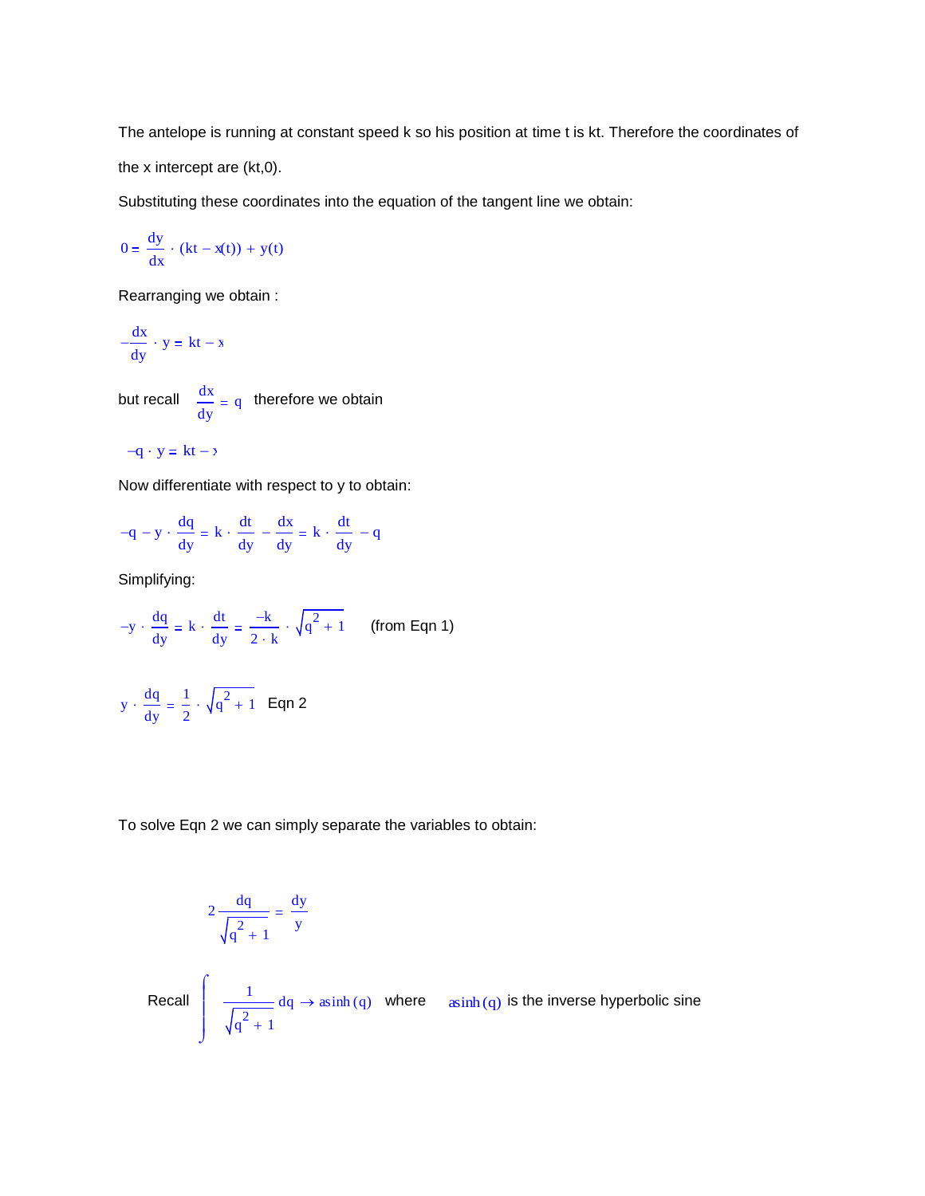The antelope is running at constant speed k so his position at time t is kt. Therefore the coordinates of the x intercept are (kt,0).

Substituting these coordinates into the equation of the tangent line we obtain:

$$0 = \frac{dy}{dx} \cdot (kt - x(t)) + y(t)$$

Rearranging we obtain :

$$-\frac{dx}{dy} \cdot y = kt - x$$

but recall $\frac{dx}{dy} = q$ therefore we obtain

$$-q \cdot y = kt - x$$

Now differentiate with respect to y to obtain:

$$-q - y \cdot \frac{dq}{dy} = k \cdot \frac{dt}{dy} - \frac{dx}{dy} = k \cdot \frac{dt}{dy} - q$$

Simplifying:

$$-y \cdot \frac{dq}{dy} = k \cdot \frac{dt}{dy} = \frac{-k}{2 \cdot k} \cdot \sqrt{q^2 + 1} \qquad \text{(from Eqn 1)}$$

$$y \cdot \frac{dq}{dy} = \frac{1}{2} \cdot \sqrt{q^2 + 1} \quad \text{Eqn 2}$$

To solve Eqn 2 we can simply separate the variables to obtain:

$$2 \frac{dq}{\sqrt{q^2 + 1}} = \frac{dy}{y}$$

Recall $\int \frac{1}{\sqrt{q^2 + 1}} \, dq \rightarrow \operatorname{asinh}(q)$ where $\operatorname{asinh}(q)$ is the inverse hyperbolic sine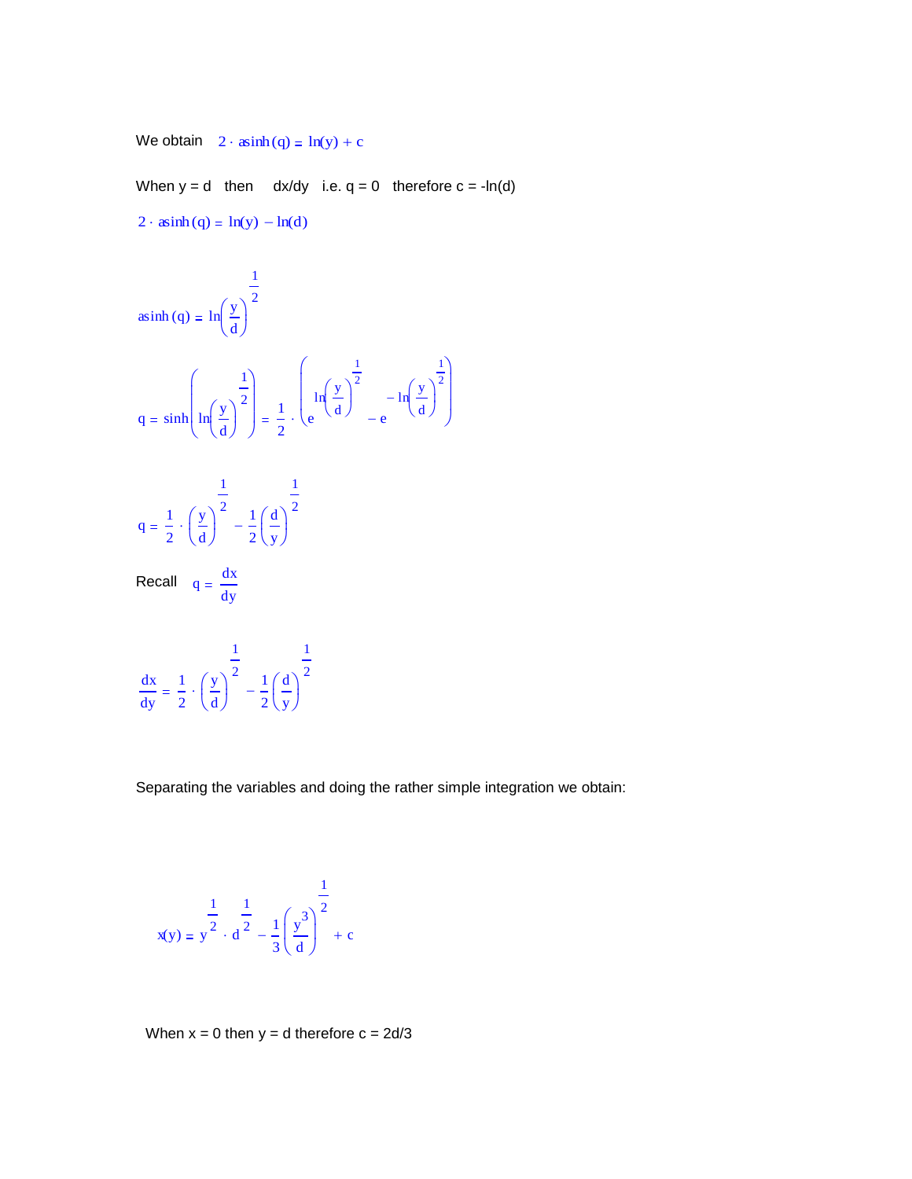We obtain $2 \cdot \operatorname{asinh}(q) = \ln(y) + c$

When y = d then dx/dy i.e. q = 0 therefore c = -ln(d)

$$2 \cdot \operatorname{asinh}(q) = \ln(y) - \ln(d)$$

$$\operatorname{asinh}(q) = \ln\left(\frac{y}{d}\right)^{\frac{1}{2}}$$

$$q = \sinh\left(\ln\left(\frac{y}{d}\right)^{\frac{1}{2}}\right) = \frac{1}{2} \cdot \left(e^{\ln\left(\frac{y}{d}\right)^{\frac{1}{2}}} - e^{-\ln\left(\frac{y}{d}\right)^{\frac{1}{2}}}\right)$$

$$q = \frac{1}{2} \cdot \left(\frac{y}{d}\right)^{\frac{1}{2}} - \frac{1}{2}\left(\frac{d}{y}\right)^{\frac{1}{2}}$$

Recall $q = \frac{dx}{dy}$

$$\frac{dx}{dy} = \frac{1}{2} \cdot \left(\frac{y}{d}\right)^{\frac{1}{2}} - \frac{1}{2}\left(\frac{d}{y}\right)^{\frac{1}{2}}$$

Separating the variables and doing the rather simple integration we obtain:

$$x(y) = y^{\frac{1}{2}} \cdot d^{\frac{1}{2}} - \frac{1}{3}\left(\frac{y^3}{d}\right)^{\frac{1}{2}} + c$$

When x = 0 then y = d therefore c = 2d/3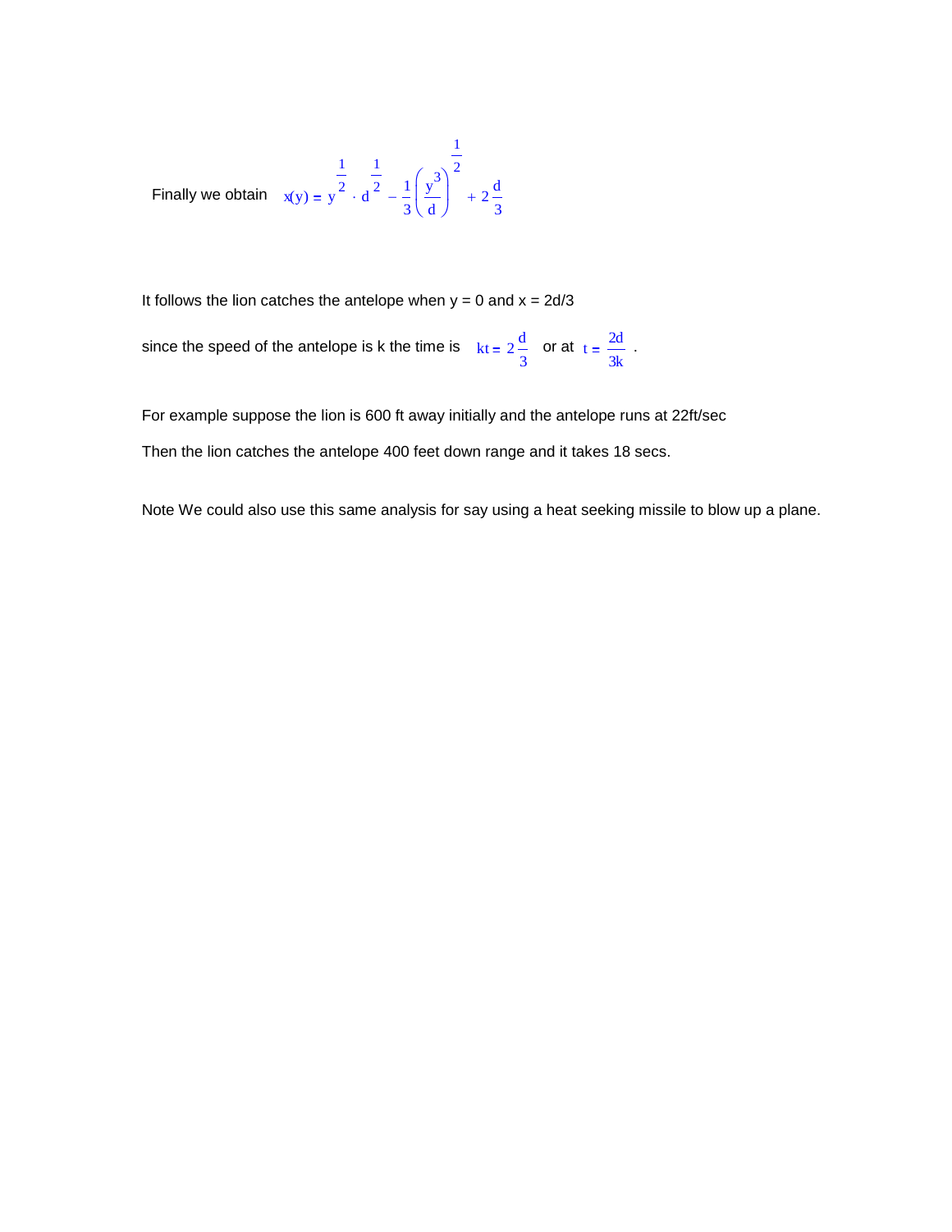Finally we obtain $x(y) = y^{\frac{1}{2}} \cdot d^{\frac{1}{2}} - \frac{1}{3}\left(\frac{y^3}{d}\right)^{\frac{1}{2}} + 2\frac{d}{3}$

It follows the lion catches the antelope when y = 0 and x = 2d/3

since the speed of the antelope is k the time is $kt = 2\frac{d}{3}$ or at $t = \frac{2d}{3k}$ .

For example suppose the lion is 600 ft away initially and the antelope runs at 22ft/sec

Then the lion catches the antelope 400 feet down range and it takes 18 secs.

Note We could also use this same analysis for say using a heat seeking missile to blow up a plane.